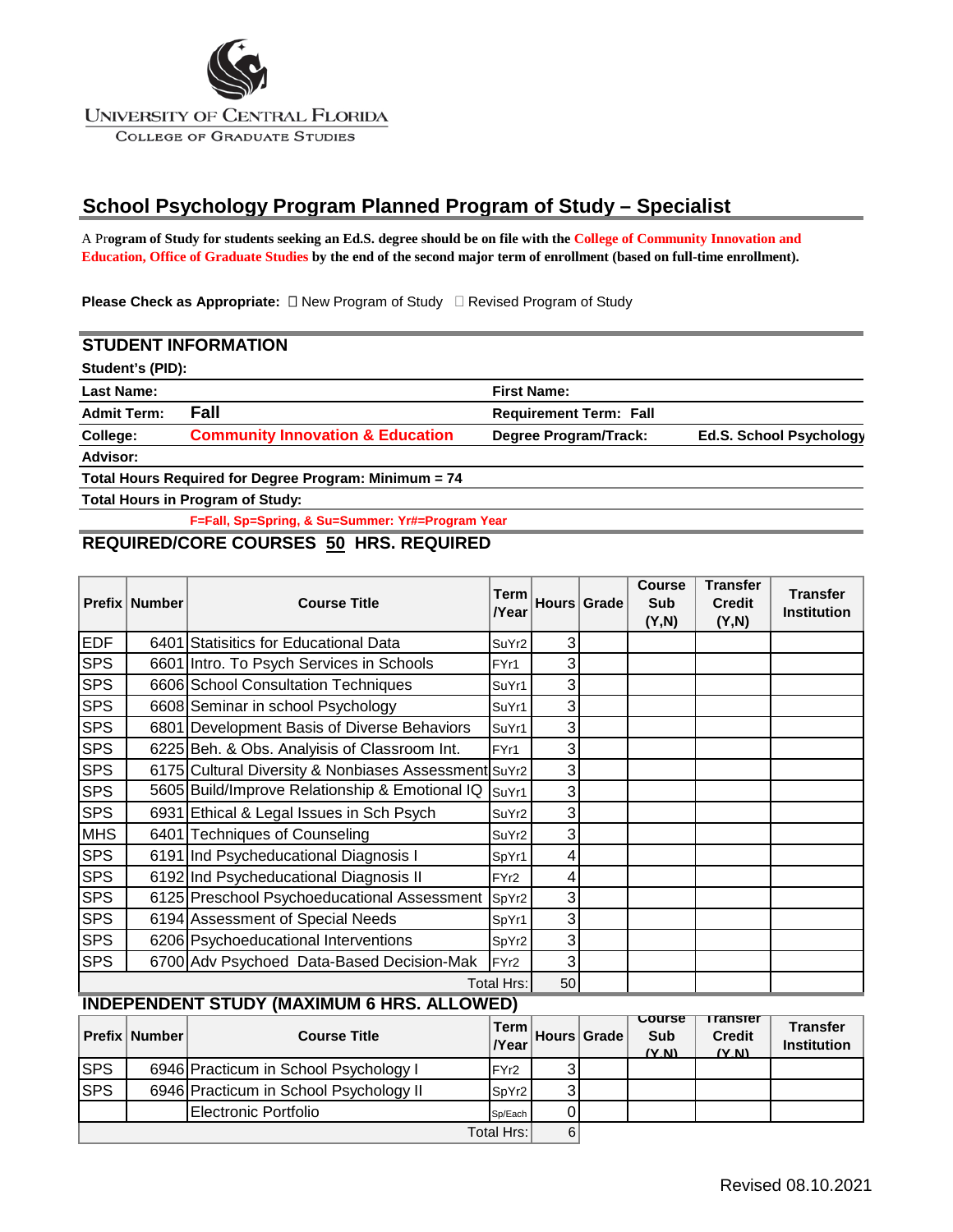University of Central Florida
College of Graduate Studies

# School Psychology Program Planned Program of Study – Specialist

A Program of Study for students seeking an Ed.S. degree should be on file with the College of Community Innovation and Education, Office of Graduate Studies by the end of the second major term of enrollment (based on full-time enrollment).

**Please Check as Appropriate:** ☐ New Program of Study ☐ Revised Program of Study

## STUDENT INFORMATION

**Student's (PID):**

| | | | |
|---|---|---|---|
| **Last Name:** | | **First Name:** | |
| **Admit Term:** | Fall | **Requirement Term: Fall** | |
| **College:** | Community Innovation & Education | **Degree Program/Track:** | **Ed.S. School Psychology** |
| **Advisor:** | | | |

**Total Hours Required for Degree Program: Minimum = 74**

**Total Hours in Program of Study:**

F=Fall, Sp=Spring, & Su=Summer: Yr#=Program Year

## REQUIRED/CORE COURSES 50 HRS. REQUIRED

| Prefix | Number | Course Title | Term /Year | Hours | Grade | Course Sub (Y,N) | Transfer Credit (Y,N) | Transfer Institution |
|---|---|---|---|---|---|---|---|---|
| EDF | 6401 | Statisitics for Educational Data | SuYr2 | 3 | | | | |
| SPS | 6601 | Intro. To Psych Services in Schools | FYr1 | 3 | | | | |
| SPS | 6606 | School Consultation Techniques | SuYr1 | 3 | | | | |
| SPS | 6608 | Seminar in school Psychology | SuYr1 | 3 | | | | |
| SPS | 6801 | Development Basis of Diverse Behaviors | SuYr1 | 3 | | | | |
| SPS | 6225 | Beh. & Obs. Analyisis of Classroom Int. | FYr1 | 3 | | | | |
| SPS | 6175 | Cultural Diversity & Nonbiases Assessment | SuYr2 | 3 | | | | |
| SPS | 5605 | Build/Improve Relationship & Emotional IQ | SuYr1 | 3 | | | | |
| SPS | 6931 | Ethical & Legal Issues in Sch Psych | SuYr2 | 3 | | | | |
| MHS | 6401 | Techniques of Counseling | SuYr2 | 3 | | | | |
| SPS | 6191 | Ind Psychoeducational Diagnosis I | SpYr1 | 4 | | | | |
| SPS | 6192 | Ind Psychoeducational Diagnosis II | FYr2 | 4 | | | | |
| SPS | 6125 | Preschool Psychoeducational Assessment | SpYr2 | 3 | | | | |
| SPS | 6194 | Assessment of Special Needs | SpYr1 | 3 | | | | |
| SPS | 6206 | Psychoeducational Interventions | SpYr2 | 3 | | | | |
| SPS | 6700 | Adv Psychoed Data-Based Decision-Mak | FYr2 | 3 | | | | |
| | | | Total Hrs: | 50 | | | | |

## INDEPENDENT STUDY (MAXIMUM 6 HRS. ALLOWED)

| Prefix | Number | Course Title | Term /Year | Hours | Grade | Course Sub (Y,N) | Transfer Credit (Y,N) | Transfer Institution |
|---|---|---|---|---|---|---|---|---|
| SPS | 6946 | Practicum in School Psychology I | FYr2 | 3 | | | | |
| SPS | 6946 | Practicum in School Psychology II | SpYr2 | 3 | | | | |
| | | Electronic Portfolio | Sp/Each | 0 | | | | |
| | | | Total Hrs: | 6 | | | | |

Revised 08.10.2021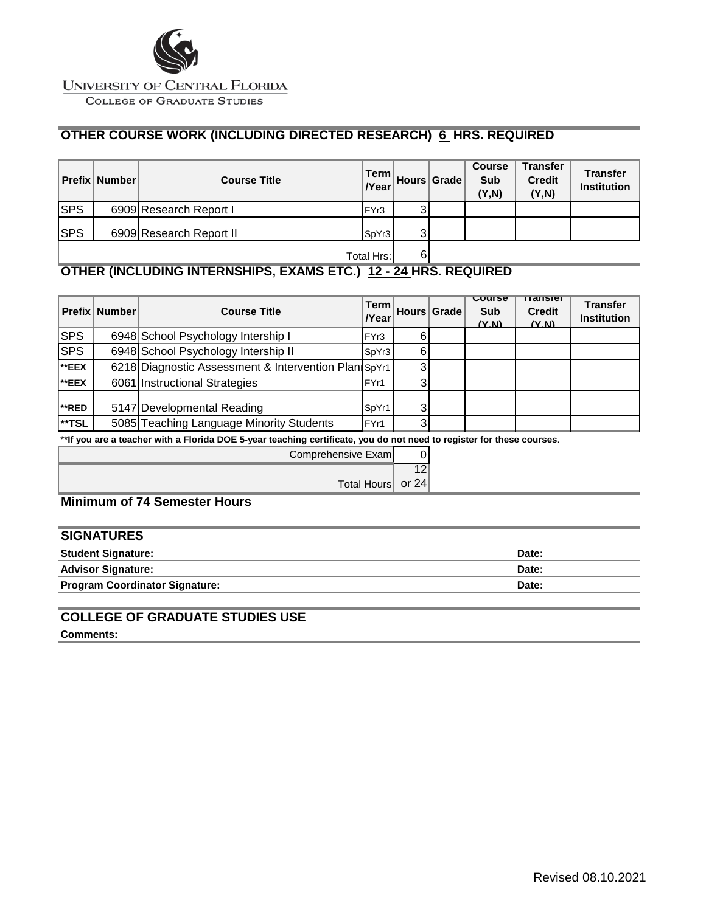UNIVERSITY OF CENTRAL FLORIDA

COLLEGE OF GRADUATE STUDIES

## OTHER COURSE WORK (INCLUDING DIRECTED RESEARCH) 6 HRS. REQUIRED

| Prefix | Number | Course Title | Term /Year | Hours | Grade | Course Sub (Y,N) | Transfer Credit (Y,N) | Transfer Institution |
|---|---|---|---|---|---|---|---|---|
| SPS | 6909 | Research Report I | FYr3 | 3 | | | | |
| SPS | 6909 | Research Report II | SpYr3 | 3 | | | | |
| | | | Total Hrs: | 6 | | | | |

## OTHER (INCLUDING INTERNSHIPS, EXAMS ETC.) 12 - 24 HRS. REQUIRED

| Prefix | Number | Course Title | Term /Year | Hours | Grade | Course Sub (Y,N) | Transfer Credit (Y,N) | Transfer Institution |
|---|---|---|---|---|---|---|---|---|
| SPS | 6948 | School Psychology Intership I | FYr3 | 6 | | | | |
| SPS | 6948 | School Psychology Intership II | SpYr3 | 6 | | | | |
| **EEX | 6218 | Diagnostic Assessment & Intervention Plan | SpYr1 | 3 | | | | |
| **EEX | 6061 | Instructional Strategies | FYr1 | 3 | | | | |
| **RED | 5147 | Developmental Reading | SpYr1 | 3 | | | | |
| **TSL | 5085 | Teaching Language Minority Students | FYr1 | 3 | | | | |

****If you are a teacher with a Florida DOE 5-year teaching certificate, you do not need to register for these courses**.

| | |
|---|---|
| Comprehensive Exam | 0 |
| Total Hours | 12 or 24 |

**Minimum of 74 Semester Hours**

## SIGNATURES

**Student Signature:** **Date:**

**Advisor Signature:** **Date:**

**Program Coordinator Signature:** **Date:**

## COLLEGE OF GRADUATE STUDIES USE

**Comments:**

Revised 08.10.2021